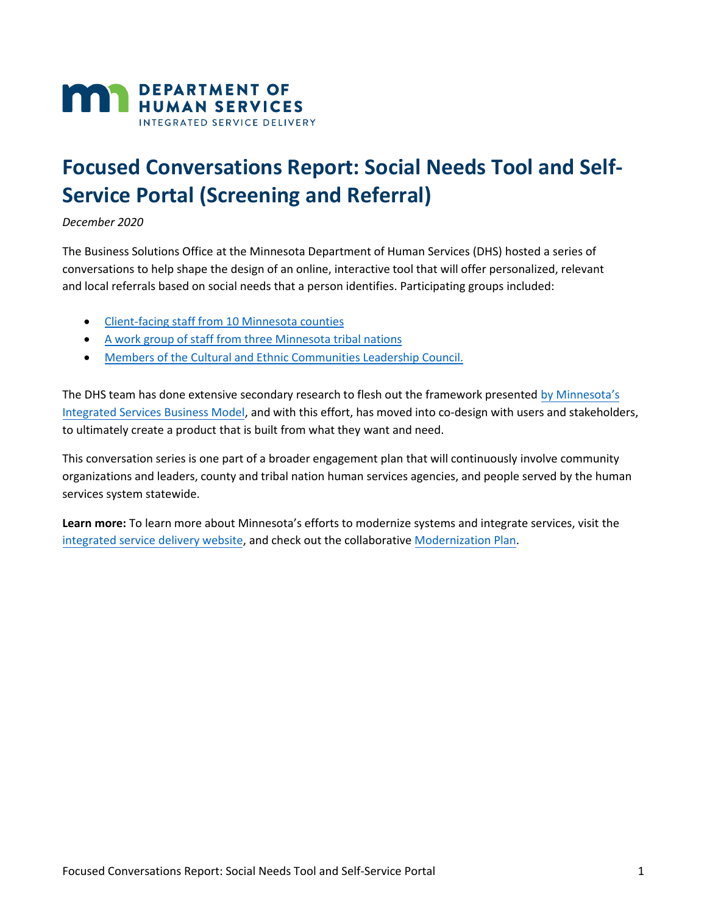DEPARTMENT OF HUMAN SERVICES
INTEGRATED SERVICE DELIVERY

# Focused Conversations Report: Social Needs Tool and Self-Service Portal (Screening and Referral)

*December 2020*

The Business Solutions Office at the Minnesota Department of Human Services (DHS) hosted a series of conversations to help shape the design of an online, interactive tool that will offer personalized, relevant and local referrals based on social needs that a person identifies. Participating groups included:

- Client-facing staff from 10 Minnesota counties
- A work group of staff from three Minnesota tribal nations
- Members of the Cultural and Ethnic Communities Leadership Council.

The DHS team has done extensive secondary research to flesh out the framework presented by Minnesota's Integrated Services Business Model, and with this effort, has moved into co-design with users and stakeholders, to ultimately create a product that is built from what they want and need.

This conversation series is one part of a broader engagement plan that will continuously involve community organizations and leaders, county and tribal nation human services agencies, and people served by the human services system statewide.

**Learn more:** To learn more about Minnesota's efforts to modernize systems and integrate services, visit the integrated service delivery website, and check out the collaborative Modernization Plan.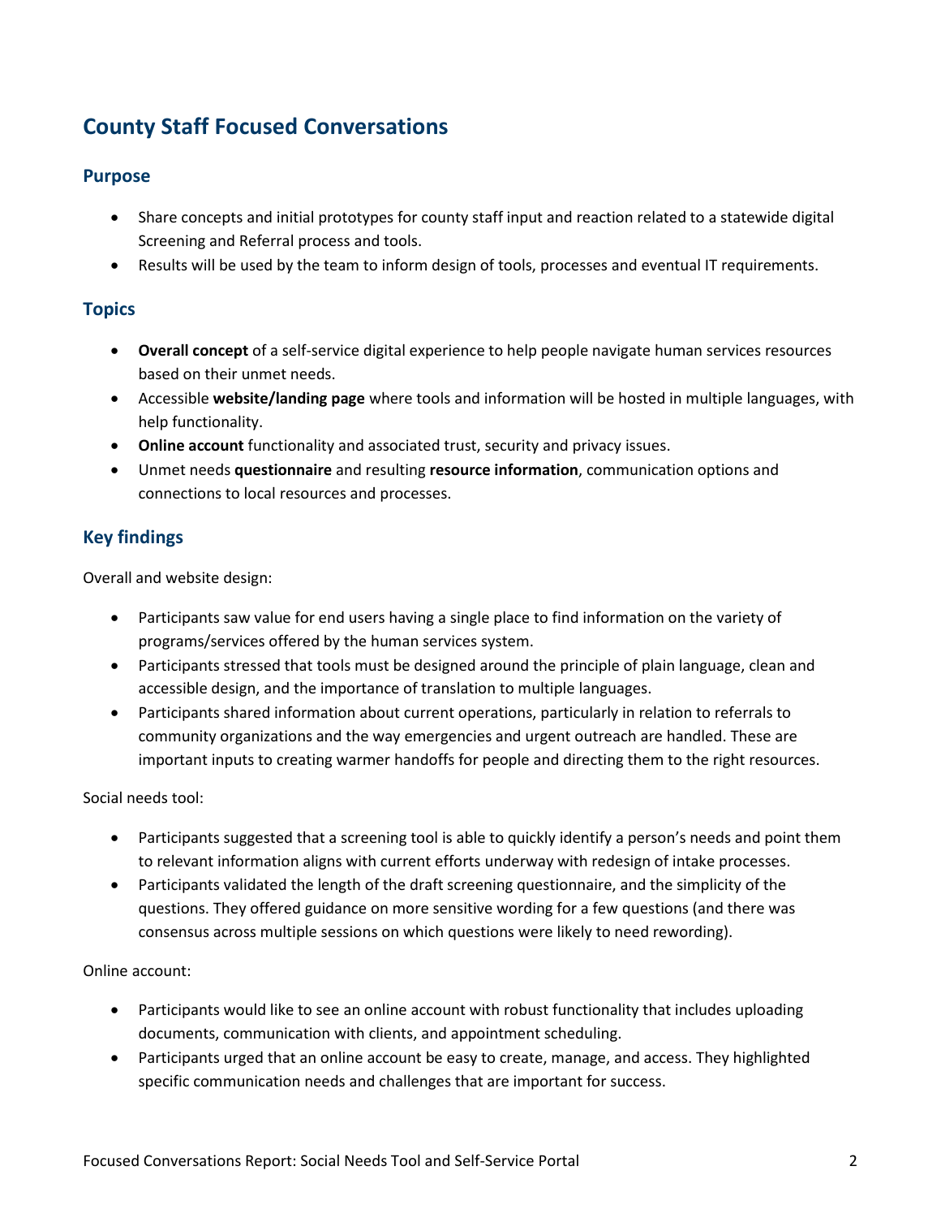## County Staff Focused Conversations

### Purpose

- Share concepts and initial prototypes for county staff input and reaction related to a statewide digital Screening and Referral process and tools.
- Results will be used by the team to inform design of tools, processes and eventual IT requirements.

### Topics

- **Overall concept** of a self-service digital experience to help people navigate human services resources based on their unmet needs.
- Accessible **website/landing page** where tools and information will be hosted in multiple languages, with help functionality.
- **Online account** functionality and associated trust, security and privacy issues.
- Unmet needs **questionnaire** and resulting **resource information**, communication options and connections to local resources and processes.

### Key findings

Overall and website design:

- Participants saw value for end users having a single place to find information on the variety of programs/services offered by the human services system.
- Participants stressed that tools must be designed around the principle of plain language, clean and accessible design, and the importance of translation to multiple languages.
- Participants shared information about current operations, particularly in relation to referrals to community organizations and the way emergencies and urgent outreach are handled. These are important inputs to creating warmer handoffs for people and directing them to the right resources.

Social needs tool:

- Participants suggested that a screening tool is able to quickly identify a person's needs and point them to relevant information aligns with current efforts underway with redesign of intake processes.
- Participants validated the length of the draft screening questionnaire, and the simplicity of the questions. They offered guidance on more sensitive wording for a few questions (and there was consensus across multiple sessions on which questions were likely to need rewording).

Online account:

- Participants would like to see an online account with robust functionality that includes uploading documents, communication with clients, and appointment scheduling.
- Participants urged that an online account be easy to create, manage, and access. They highlighted specific communication needs and challenges that are important for success.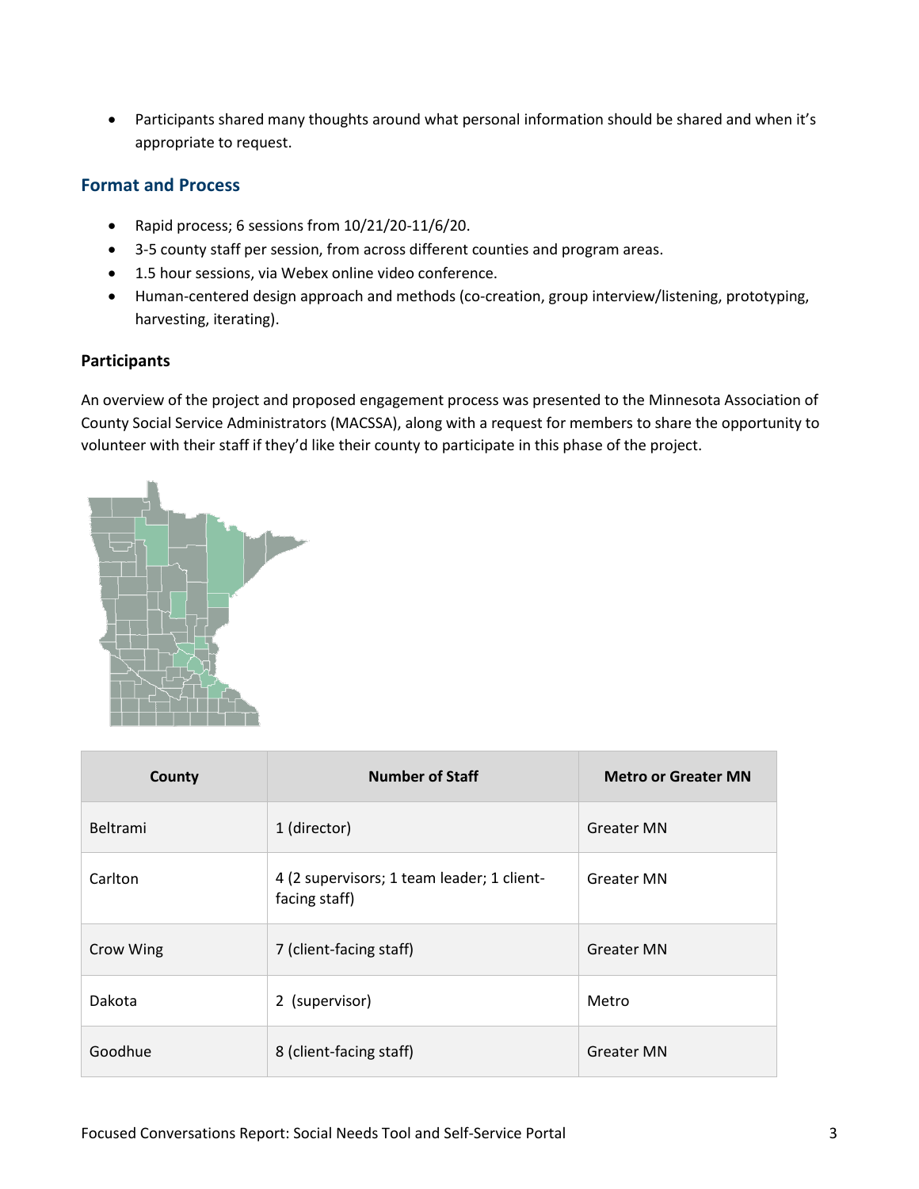- Participants shared many thoughts around what personal information should be shared and when it's appropriate to request.

## Format and Process

- Rapid process; 6 sessions from 10/21/20-11/6/20.
- 3-5 county staff per session, from across different counties and program areas.
- 1.5 hour sessions, via Webex online video conference.
- Human-centered design approach and methods (co-creation, group interview/listening, prototyping, harvesting, iterating).

### Participants

An overview of the project and proposed engagement process was presented to the Minnesota Association of County Social Service Administrators (MACSSA), along with a request for members to share the opportunity to volunteer with their staff if they'd like their county to participate in this phase of the project.

| County | Number of Staff | Metro or Greater MN |
|---|---|---|
| Beltrami | 1 (director) | Greater MN |
| Carlton | 4 (2 supervisors; 1 team leader; 1 client-facing staff) | Greater MN |
| Crow Wing | 7 (client-facing staff) | Greater MN |
| Dakota | 2 (supervisor) | Metro |
| Goodhue | 8 (client-facing staff) | Greater MN |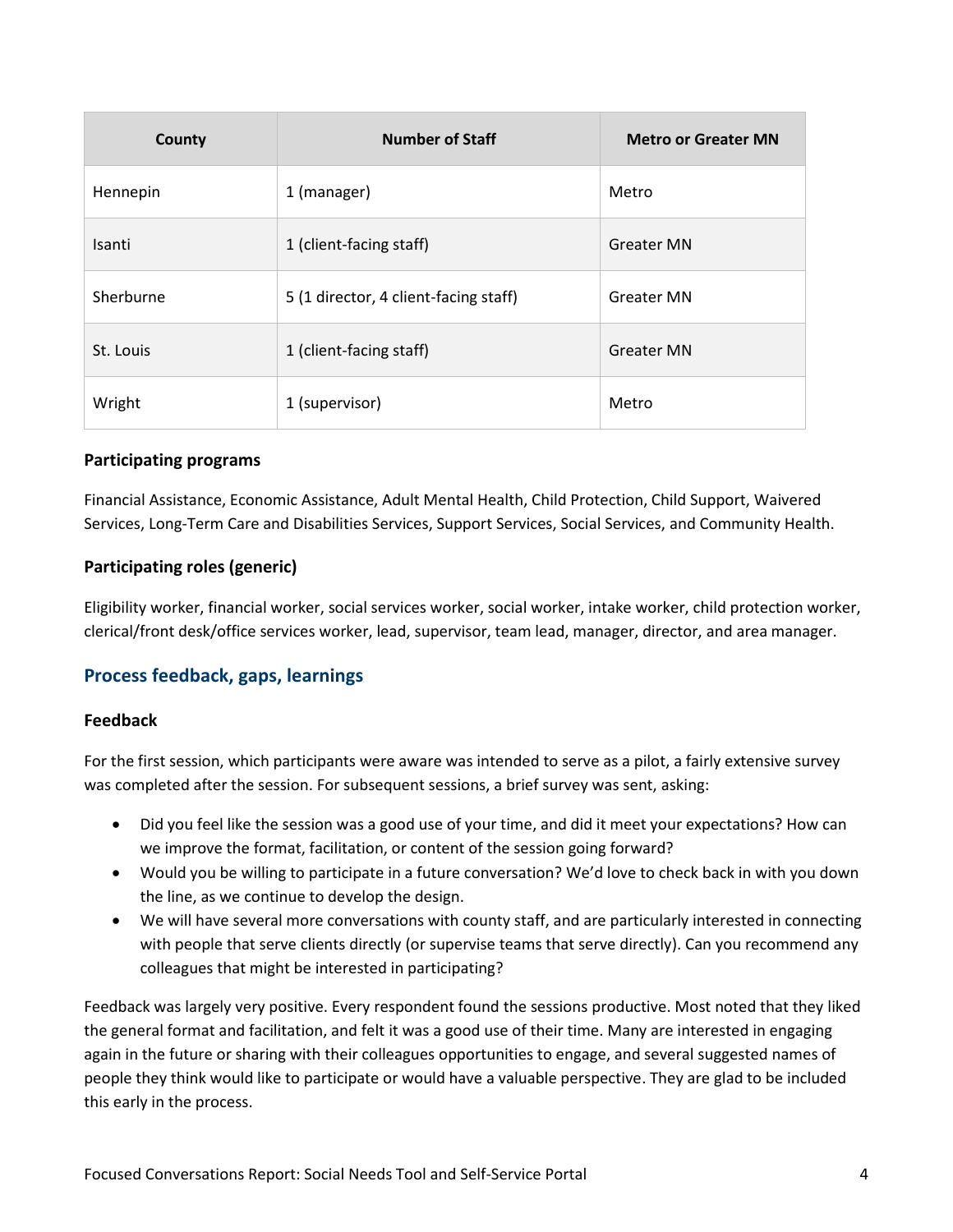| County | Number of Staff | Metro or Greater MN |
| --- | --- | --- |
| Hennepin | 1 (manager) | Metro |
| Isanti | 1 (client-facing staff) | Greater MN |
| Sherburne | 5 (1 director, 4 client-facing staff) | Greater MN |
| St. Louis | 1 (client-facing staff) | Greater MN |
| Wright | 1 (supervisor) | Metro |

### Participating programs

Financial Assistance, Economic Assistance, Adult Mental Health, Child Protection, Child Support, Waivered Services, Long-Term Care and Disabilities Services, Support Services, Social Services, and Community Health.

### Participating roles (generic)

Eligibility worker, financial worker, social services worker, social worker, intake worker, child protection worker, clerical/front desk/office services worker, lead, supervisor, team lead, manager, director, and area manager.

## Process feedback, gaps, learnings

### Feedback

For the first session, which participants were aware was intended to serve as a pilot, a fairly extensive survey was completed after the session. For subsequent sessions, a brief survey was sent, asking:

- Did you feel like the session was a good use of your time, and did it meet your expectations? How can we improve the format, facilitation, or content of the session going forward?
- Would you be willing to participate in a future conversation? We'd love to check back in with you down the line, as we continue to develop the design.
- We will have several more conversations with county staff, and are particularly interested in connecting with people that serve clients directly (or supervise teams that serve directly). Can you recommend any colleagues that might be interested in participating?

Feedback was largely very positive. Every respondent found the sessions productive. Most noted that they liked the general format and facilitation, and felt it was a good use of their time. Many are interested in engaging again in the future or sharing with their colleagues opportunities to engage, and several suggested names of people they think would like to participate or would have a valuable perspective. They are glad to be included this early in the process.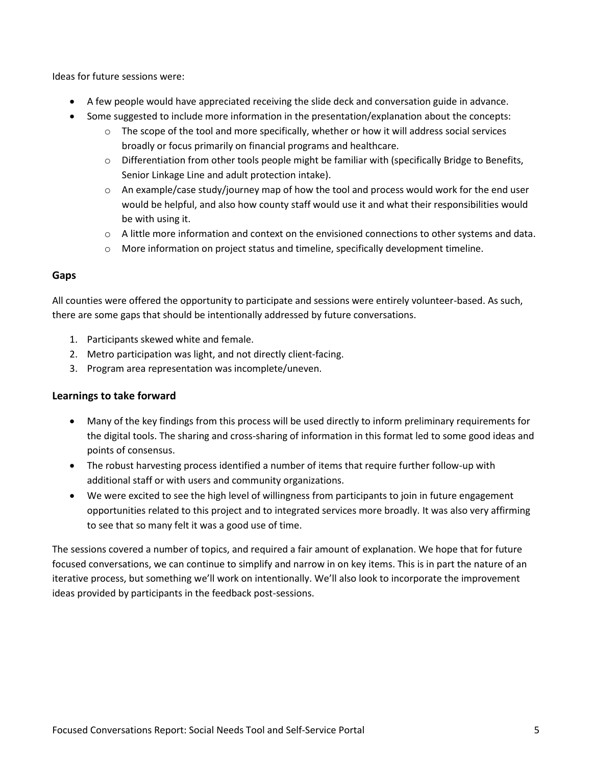Ideas for future sessions were:

- A few people would have appreciated receiving the slide deck and conversation guide in advance.
- Some suggested to include more information in the presentation/explanation about the concepts:
  - The scope of the tool and more specifically, whether or how it will address social services broadly or focus primarily on financial programs and healthcare.
  - Differentiation from other tools people might be familiar with (specifically Bridge to Benefits, Senior Linkage Line and adult protection intake).
  - An example/case study/journey map of how the tool and process would work for the end user would be helpful, and also how county staff would use it and what their responsibilities would be with using it.
  - A little more information and context on the envisioned connections to other systems and data.
  - More information on project status and timeline, specifically development timeline.

### Gaps

All counties were offered the opportunity to participate and sessions were entirely volunteer-based. As such, there are some gaps that should be intentionally addressed by future conversations.

1. Participants skewed white and female.
2. Metro participation was light, and not directly client-facing.
3. Program area representation was incomplete/uneven.

### Learnings to take forward

- Many of the key findings from this process will be used directly to inform preliminary requirements for the digital tools. The sharing and cross-sharing of information in this format led to some good ideas and points of consensus.
- The robust harvesting process identified a number of items that require further follow-up with additional staff or with users and community organizations.
- We were excited to see the high level of willingness from participants to join in future engagement opportunities related to this project and to integrated services more broadly. It was also very affirming to see that so many felt it was a good use of time.

The sessions covered a number of topics, and required a fair amount of explanation. We hope that for future focused conversations, we can continue to simplify and narrow in on key items. This is in part the nature of an iterative process, but something we'll work on intentionally. We'll also look to incorporate the improvement ideas provided by participants in the feedback post-sessions.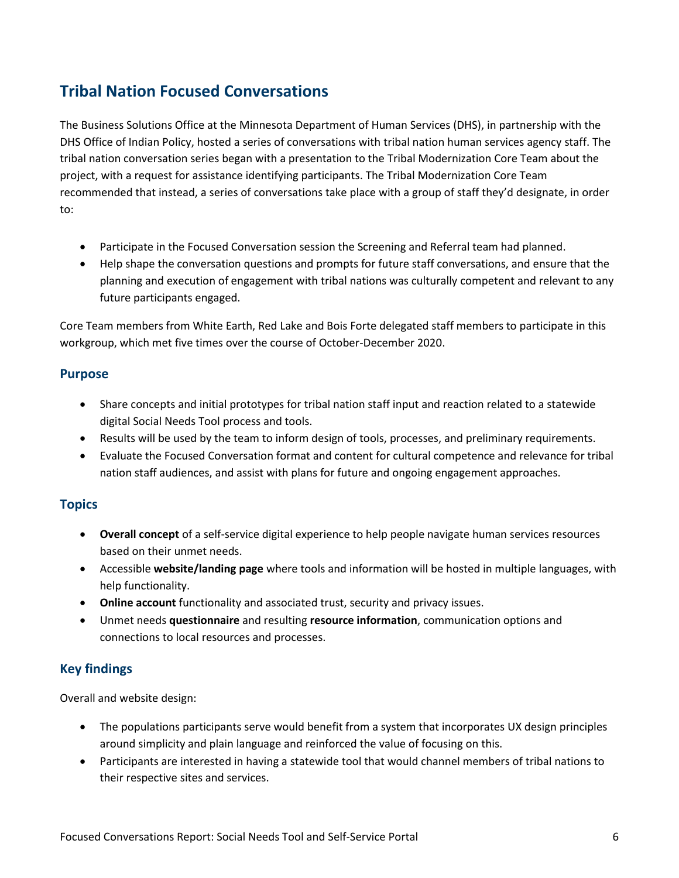## Tribal Nation Focused Conversations

The Business Solutions Office at the Minnesota Department of Human Services (DHS), in partnership with the DHS Office of Indian Policy, hosted a series of conversations with tribal nation human services agency staff. The tribal nation conversation series began with a presentation to the Tribal Modernization Core Team about the project, with a request for assistance identifying participants. The Tribal Modernization Core Team recommended that instead, a series of conversations take place with a group of staff they'd designate, in order to:

- Participate in the Focused Conversation session the Screening and Referral team had planned.
- Help shape the conversation questions and prompts for future staff conversations, and ensure that the planning and execution of engagement with tribal nations was culturally competent and relevant to any future participants engaged.

Core Team members from White Earth, Red Lake and Bois Forte delegated staff members to participate in this workgroup, which met five times over the course of October-December 2020.

### Purpose

- Share concepts and initial prototypes for tribal nation staff input and reaction related to a statewide digital Social Needs Tool process and tools.
- Results will be used by the team to inform design of tools, processes, and preliminary requirements.
- Evaluate the Focused Conversation format and content for cultural competence and relevance for tribal nation staff audiences, and assist with plans for future and ongoing engagement approaches.

### Topics

- **Overall concept** of a self-service digital experience to help people navigate human services resources based on their unmet needs.
- Accessible **website/landing page** where tools and information will be hosted in multiple languages, with help functionality.
- **Online account** functionality and associated trust, security and privacy issues.
- Unmet needs **questionnaire** and resulting **resource information**, communication options and connections to local resources and processes.

### Key findings

Overall and website design:

- The populations participants serve would benefit from a system that incorporates UX design principles around simplicity and plain language and reinforced the value of focusing on this.
- Participants are interested in having a statewide tool that would channel members of tribal nations to their respective sites and services.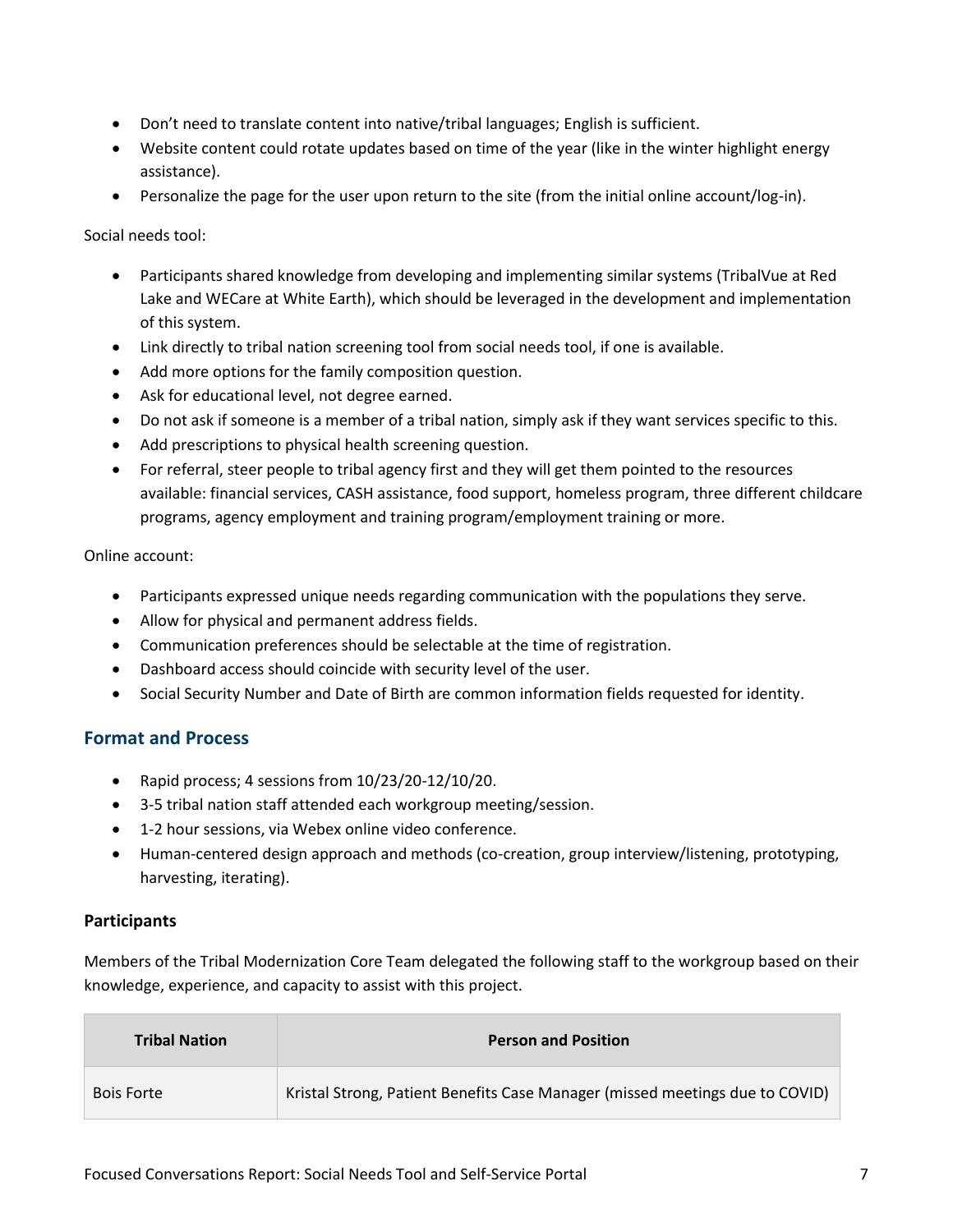- Don’t need to translate content into native/tribal languages; English is sufficient.
- Website content could rotate updates based on time of the year (like in the winter highlight energy assistance).
- Personalize the page for the user upon return to the site (from the initial online account/log-in).

Social needs tool:

- Participants shared knowledge from developing and implementing similar systems (TribalVue at Red Lake and WECare at White Earth), which should be leveraged in the development and implementation of this system.
- Link directly to tribal nation screening tool from social needs tool, if one is available.
- Add more options for the family composition question.
- Ask for educational level, not degree earned.
- Do not ask if someone is a member of a tribal nation, simply ask if they want services specific to this.
- Add prescriptions to physical health screening question.
- For referral, steer people to tribal agency first and they will get them pointed to the resources available: financial services, CASH assistance, food support, homeless program, three different childcare programs, agency employment and training program/employment training or more.

Online account:

- Participants expressed unique needs regarding communication with the populations they serve.
- Allow for physical and permanent address fields.
- Communication preferences should be selectable at the time of registration.
- Dashboard access should coincide with security level of the user.
- Social Security Number and Date of Birth are common information fields requested for identity.

## Format and Process

- Rapid process; 4 sessions from 10/23/20-12/10/20.
- 3-5 tribal nation staff attended each workgroup meeting/session.
- 1-2 hour sessions, via Webex online video conference.
- Human-centered design approach and methods (co-creation, group interview/listening, prototyping, harvesting, iterating).

### Participants

Members of the Tribal Modernization Core Team delegated the following staff to the workgroup based on their knowledge, experience, and capacity to assist with this project.

| Tribal Nation | Person and Position |
| --- | --- |
| Bois Forte | Kristal Strong, Patient Benefits Case Manager (missed meetings due to COVID) |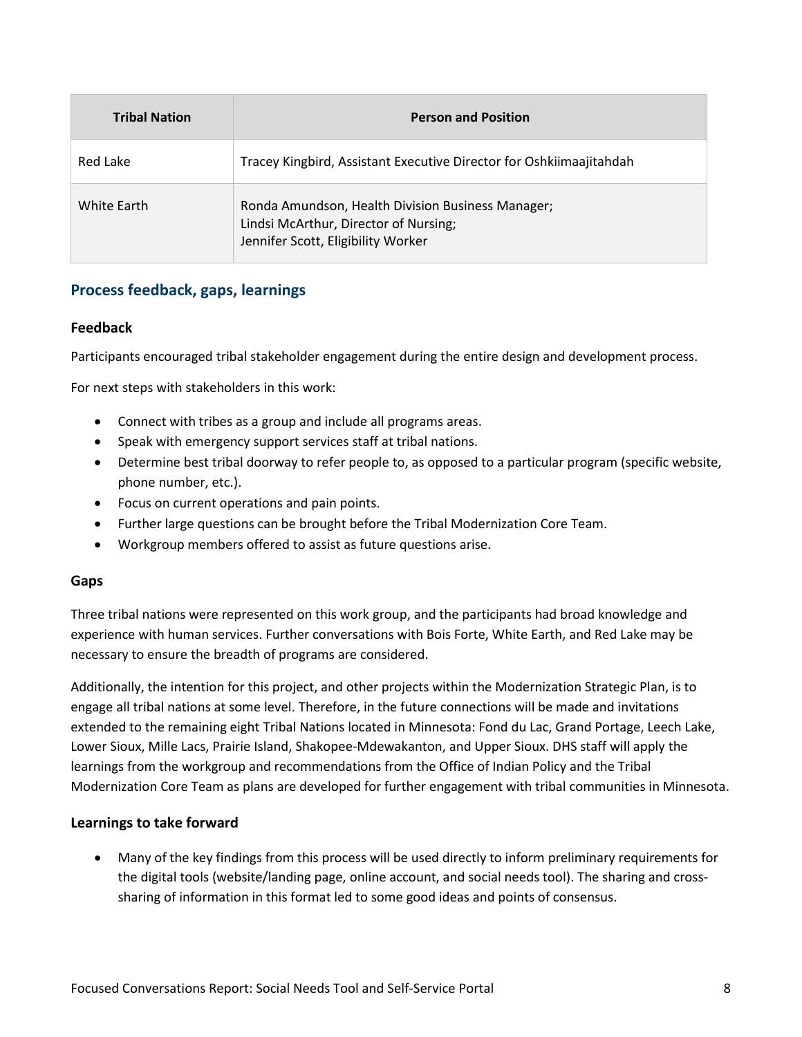| Tribal Nation | Person and Position |
| --- | --- |
| Red Lake | Tracey Kingbird, Assistant Executive Director for Oshkiimaajitahdah |
| White Earth | Ronda Amundson, Health Division Business Manager;<br>Lindsi McArthur, Director of Nursing;<br>Jennifer Scott, Eligibility Worker |

## Process feedback, gaps, learnings

### Feedback

Participants encouraged tribal stakeholder engagement during the entire design and development process.

For next steps with stakeholders in this work:

- Connect with tribes as a group and include all programs areas.
- Speak with emergency support services staff at tribal nations.
- Determine best tribal doorway to refer people to, as opposed to a particular program (specific website, phone number, etc.).
- Focus on current operations and pain points.
- Further large questions can be brought before the Tribal Modernization Core Team.
- Workgroup members offered to assist as future questions arise.

### Gaps

Three tribal nations were represented on this work group, and the participants had broad knowledge and experience with human services. Further conversations with Bois Forte, White Earth, and Red Lake may be necessary to ensure the breadth of programs are considered.

Additionally, the intention for this project, and other projects within the Modernization Strategic Plan, is to engage all tribal nations at some level. Therefore, in the future connections will be made and invitations extended to the remaining eight Tribal Nations located in Minnesota: Fond du Lac, Grand Portage, Leech Lake, Lower Sioux, Mille Lacs, Prairie Island, Shakopee-Mdewakanton, and Upper Sioux. DHS staff will apply the learnings from the workgroup and recommendations from the Office of Indian Policy and the Tribal Modernization Core Team as plans are developed for further engagement with tribal communities in Minnesota.

### Learnings to take forward

- Many of the key findings from this process will be used directly to inform preliminary requirements for the digital tools (website/landing page, online account, and social needs tool). The sharing and cross-sharing of information in this format led to some good ideas and points of consensus.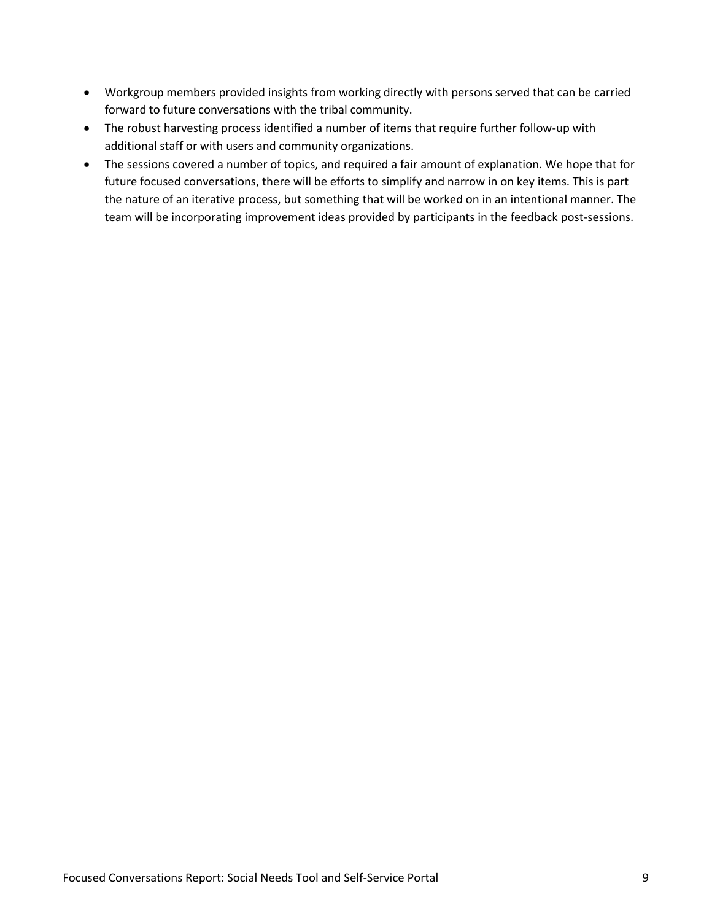- Workgroup members provided insights from working directly with persons served that can be carried forward to future conversations with the tribal community.
- The robust harvesting process identified a number of items that require further follow-up with additional staff or with users and community organizations.
- The sessions covered a number of topics, and required a fair amount of explanation. We hope that for future focused conversations, there will be efforts to simplify and narrow in on key items. This is part the nature of an iterative process, but something that will be worked on in an intentional manner. The team will be incorporating improvement ideas provided by participants in the feedback post-sessions.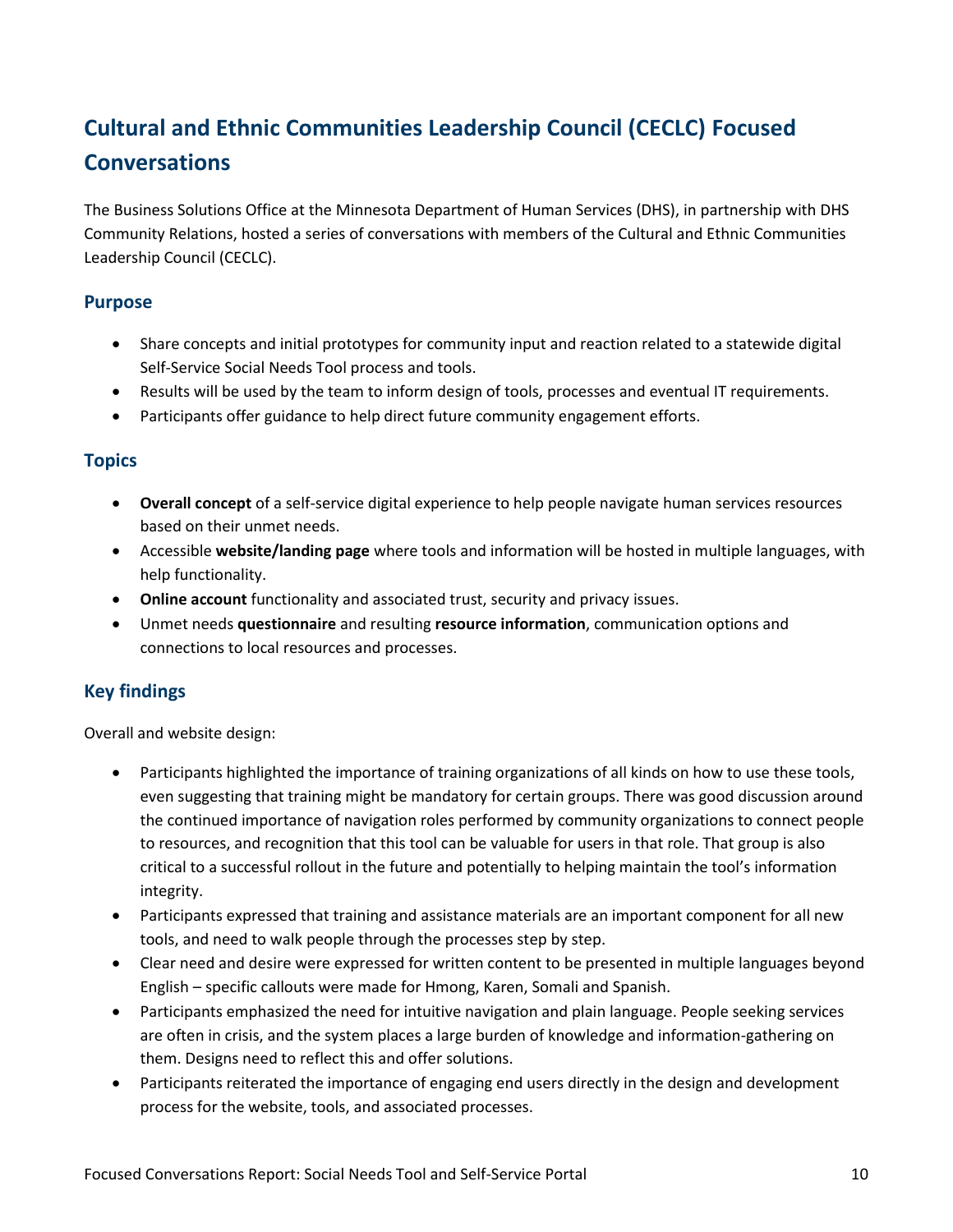## Cultural and Ethnic Communities Leadership Council (CECLC) Focused Conversations

The Business Solutions Office at the Minnesota Department of Human Services (DHS), in partnership with DHS Community Relations, hosted a series of conversations with members of the Cultural and Ethnic Communities Leadership Council (CECLC).

### Purpose

- Share concepts and initial prototypes for community input and reaction related to a statewide digital Self-Service Social Needs Tool process and tools.
- Results will be used by the team to inform design of tools, processes and eventual IT requirements.
- Participants offer guidance to help direct future community engagement efforts.

### Topics

- **Overall concept** of a self-service digital experience to help people navigate human services resources based on their unmet needs.
- Accessible **website/landing page** where tools and information will be hosted in multiple languages, with help functionality.
- **Online account** functionality and associated trust, security and privacy issues.
- Unmet needs **questionnaire** and resulting **resource information**, communication options and connections to local resources and processes.

### Key findings

Overall and website design:

- Participants highlighted the importance of training organizations of all kinds on how to use these tools, even suggesting that training might be mandatory for certain groups. There was good discussion around the continued importance of navigation roles performed by community organizations to connect people to resources, and recognition that this tool can be valuable for users in that role. That group is also critical to a successful rollout in the future and potentially to helping maintain the tool's information integrity.
- Participants expressed that training and assistance materials are an important component for all new tools, and need to walk people through the processes step by step.
- Clear need and desire were expressed for written content to be presented in multiple languages beyond English – specific callouts were made for Hmong, Karen, Somali and Spanish.
- Participants emphasized the need for intuitive navigation and plain language. People seeking services are often in crisis, and the system places a large burden of knowledge and information-gathering on them. Designs need to reflect this and offer solutions.
- Participants reiterated the importance of engaging end users directly in the design and development process for the website, tools, and associated processes.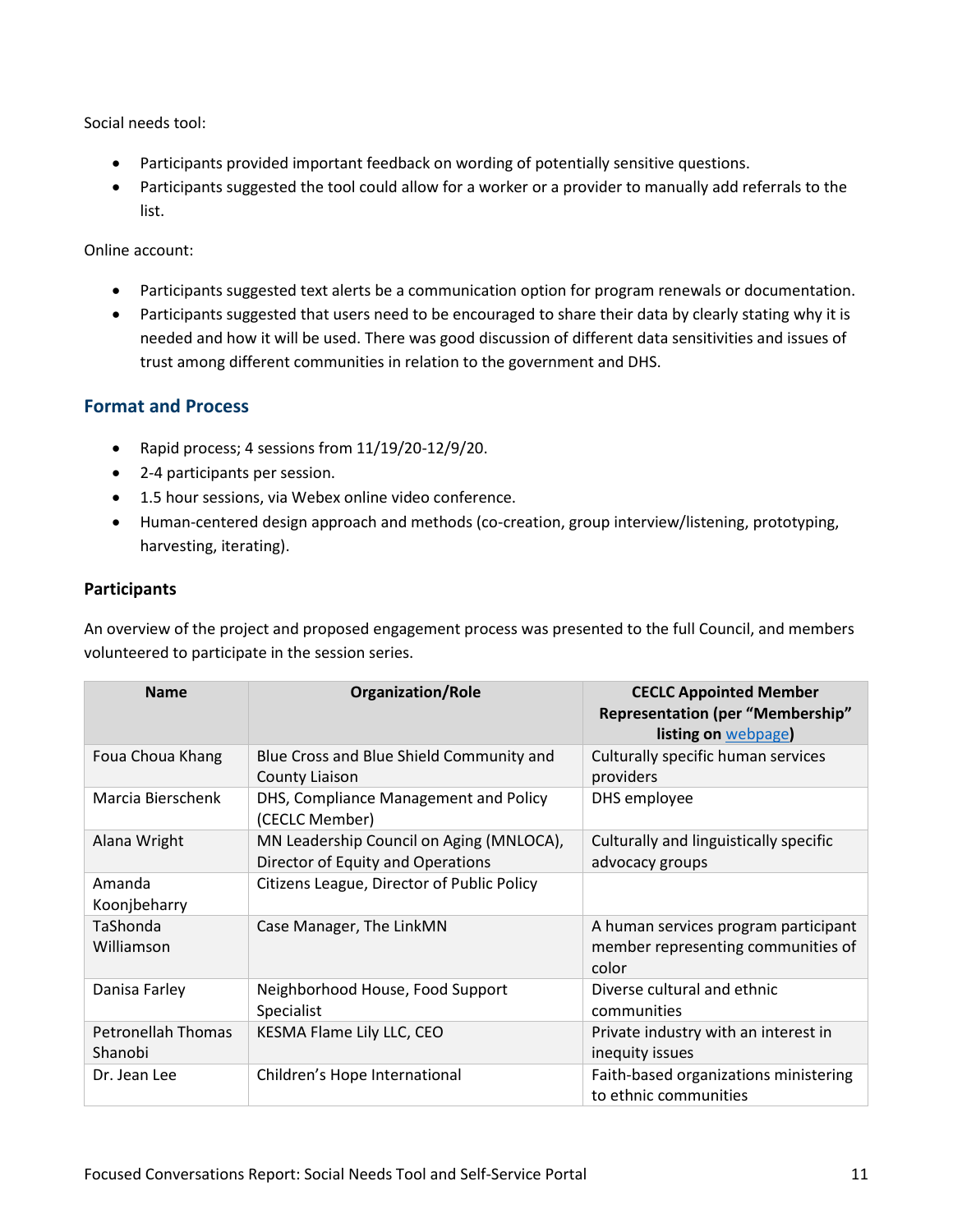Social needs tool:

- Participants provided important feedback on wording of potentially sensitive questions.
- Participants suggested the tool could allow for a worker or a provider to manually add referrals to the list.

Online account:

- Participants suggested text alerts be a communication option for program renewals or documentation.
- Participants suggested that users need to be encouraged to share their data by clearly stating why it is needed and how it will be used. There was good discussion of different data sensitivities and issues of trust among different communities in relation to the government and DHS.

## Format and Process

- Rapid process; 4 sessions from 11/19/20-12/9/20.
- 2-4 participants per session.
- 1.5 hour sessions, via Webex online video conference.
- Human-centered design approach and methods (co-creation, group interview/listening, prototyping, harvesting, iterating).

### Participants

An overview of the project and proposed engagement process was presented to the full Council, and members volunteered to participate in the session series.

| Name | Organization/Role | CECLC Appointed Member Representation (per "Membership" listing on webpage) |
|---|---|---|
| Foua Choua Khang | Blue Cross and Blue Shield Community and County Liaison | Culturally specific human services providers |
| Marcia Bierschenk | DHS, Compliance Management and Policy (CECLC Member) | DHS employee |
| Alana Wright | MN Leadership Council on Aging (MNLOCA), Director of Equity and Operations | Culturally and linguistically specific advocacy groups |
| Amanda Koonjbeharry | Citizens League, Director of Public Policy | |
| TaShonda Williamson | Case Manager, The LinkMN | A human services program participant member representing communities of color |
| Danisa Farley | Neighborhood House, Food Support Specialist | Diverse cultural and ethnic communities |
| Petronellah Thomas Shanobi | KESMA Flame Lily LLC, CEO | Private industry with an interest in inequity issues |
| Dr. Jean Lee | Children's Hope International | Faith-based organizations ministering to ethnic communities |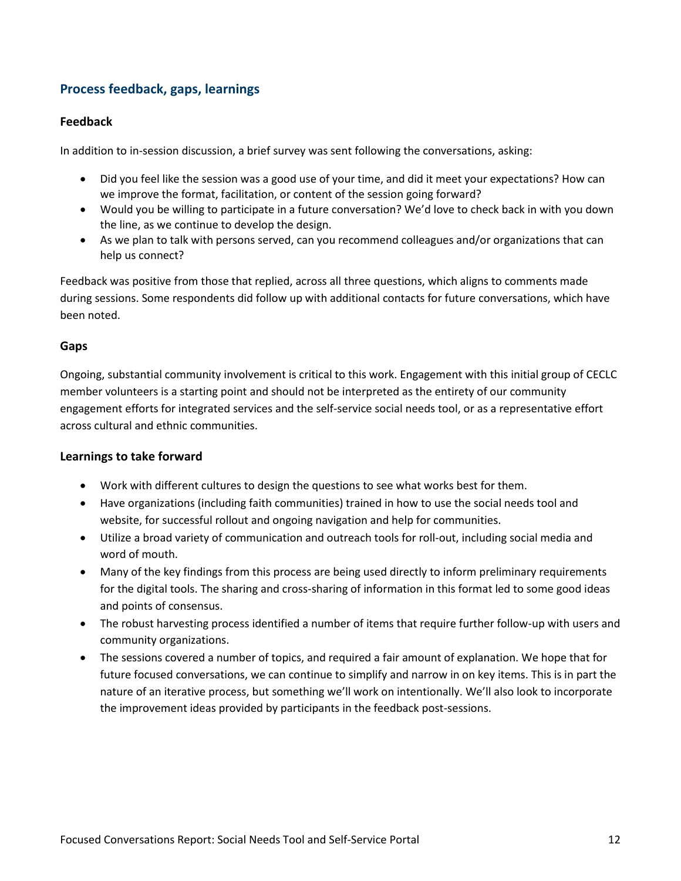## Process feedback, gaps, learnings

### Feedback

In addition to in-session discussion, a brief survey was sent following the conversations, asking:

- Did you feel like the session was a good use of your time, and did it meet your expectations? How can we improve the format, facilitation, or content of the session going forward?
- Would you be willing to participate in a future conversation? We'd love to check back in with you down the line, as we continue to develop the design.
- As we plan to talk with persons served, can you recommend colleagues and/or organizations that can help us connect?

Feedback was positive from those that replied, across all three questions, which aligns to comments made during sessions. Some respondents did follow up with additional contacts for future conversations, which have been noted.

### Gaps

Ongoing, substantial community involvement is critical to this work. Engagement with this initial group of CECLC member volunteers is a starting point and should not be interpreted as the entirety of our community engagement efforts for integrated services and the self-service social needs tool, or as a representative effort across cultural and ethnic communities.

### Learnings to take forward

- Work with different cultures to design the questions to see what works best for them.
- Have organizations (including faith communities) trained in how to use the social needs tool and website, for successful rollout and ongoing navigation and help for communities.
- Utilize a broad variety of communication and outreach tools for roll-out, including social media and word of mouth.
- Many of the key findings from this process are being used directly to inform preliminary requirements for the digital tools. The sharing and cross-sharing of information in this format led to some good ideas and points of consensus.
- The robust harvesting process identified a number of items that require further follow-up with users and community organizations.
- The sessions covered a number of topics, and required a fair amount of explanation. We hope that for future focused conversations, we can continue to simplify and narrow in on key items. This is in part the nature of an iterative process, but something we'll work on intentionally. We'll also look to incorporate the improvement ideas provided by participants in the feedback post-sessions.